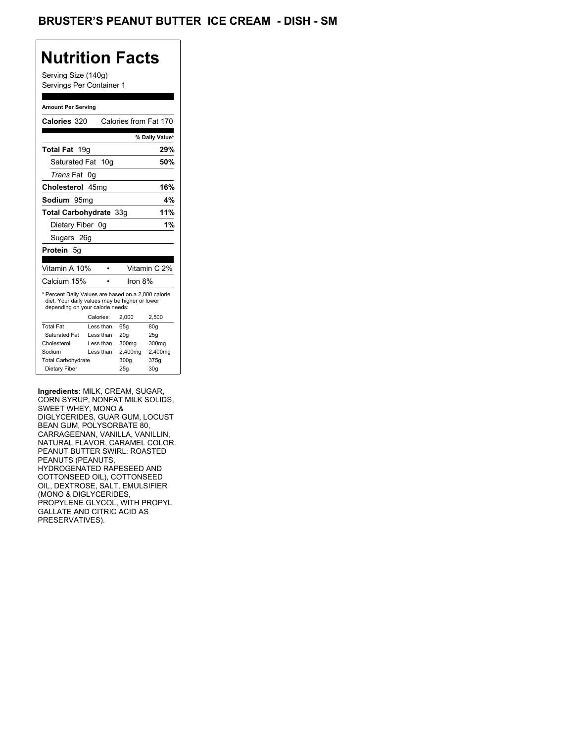# BRUSTER'S PEANUT BUTTER ICE CREAM - DISH - SM

## Nutrition Facts

Serving Size (140g)
Servings Per Container 1

**Amount Per Serving**

**Calories** 320 Calories from Fat 170

| | % Daily Value* |
|---|---|
| **Total Fat** 19g | **29%** |
| Saturated Fat 10g | **50%** |
| *Trans* Fat 0g | |
| **Cholesterol** 45mg | **16%** |
| **Sodium** 95mg | **4%** |
| **Total Carbohydrate** 33g | **11%** |
| Dietary Fiber 0g | **1%** |
| Sugars 26g | |
| **Protein** 5g | |

| | | |
|---|---|---|
| Vitamin A 10% | • | Vitamin C 2% |
| Calcium 15% | • | Iron 8% |

* Percent Daily Values are based on a 2,000 calorie diet. Your daily values may be higher or lower depending on your calorie needs:

| | Calories: | 2,000 | 2,500 |
|---|---|---|---|
| Total Fat | Less than | 65g | 80g |
| Saturated Fat | Less than | 20g | 25g |
| Cholesterol | Less than | 300mg | 300mg |
| Sodium | Less than | 2,400mg | 2,400mg |
| Total Carbohydrate | | 300g | 375g |
| Dietary Fiber | | 25g | 30g |

**Ingredients:** MILK, CREAM, SUGAR, CORN SYRUP, NONFAT MILK SOLIDS, SWEET WHEY, MONO & DIGLYCERIDES, GUAR GUM, LOCUST BEAN GUM, POLYSORBATE 80, CARRAGEENAN, VANILLA, VANILLIN, NATURAL FLAVOR, CARAMEL COLOR. PEANUT BUTTER SWIRL: ROASTED PEANUTS (PEANUTS, HYDROGENATED RAPESEED AND COTTONSEED OIL), COTTONSEED OIL, DEXTROSE, SALT, EMULSIFIER (MONO & DIGLYCERIDES, PROPYLENE GLYCOL, WITH PROPYL GALLATE AND CITRIC ACID AS PRESERVATIVES).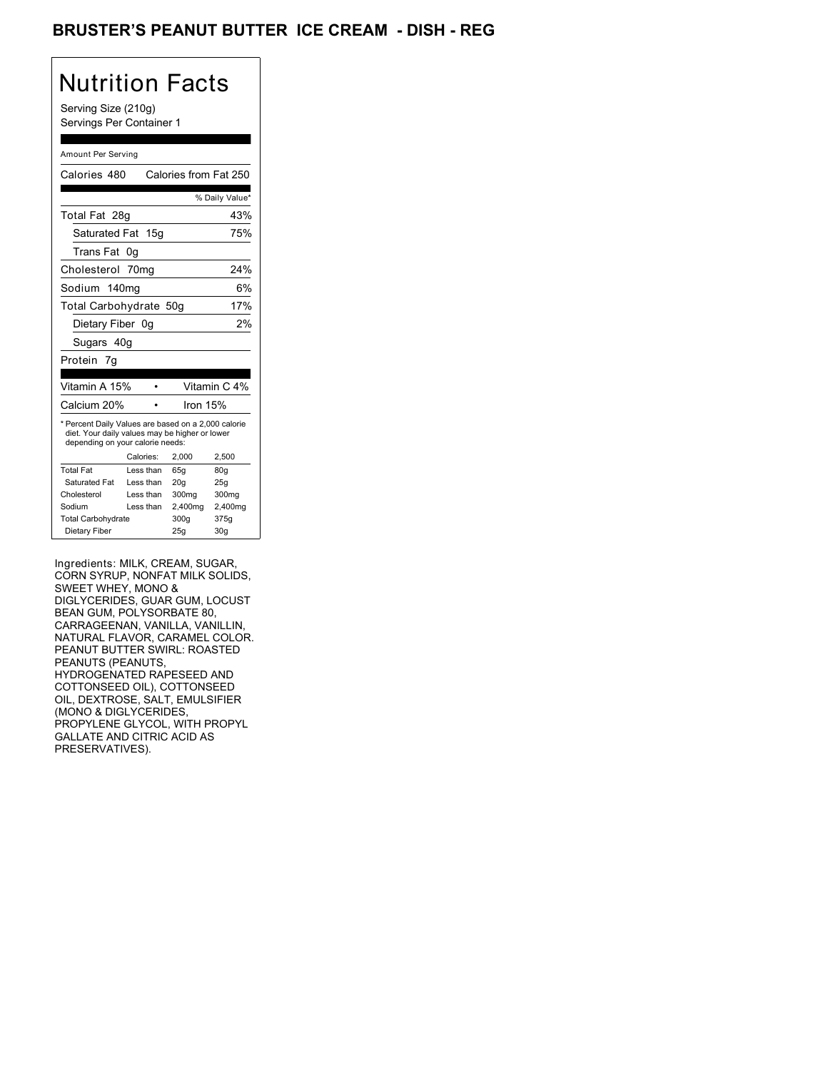# BRUSTER'S PEANUT BUTTER ICE CREAM - DISH - REG

## Nutrition Facts

Serving Size (210g)
Servings Per Container 1

Amount Per Serving

Calories 480 Calories from Fat 250

| | % Daily Value* |
|---|---|
| Total Fat 28g | 43% |
| Saturated Fat 15g | 75% |
| Trans Fat 0g | |
| Cholesterol 70mg | 24% |
| Sodium 140mg | 6% |
| Total Carbohydrate 50g | 17% |
| Dietary Fiber 0g | 2% |
| Sugars 40g | |
| Protein 7g | |

| | |
|---|---|
| Vitamin A 15% | Vitamin C 4% |
| Calcium 20% | Iron 15% |

* Percent Daily Values are based on a 2,000 calorie diet. Your daily values may be higher or lower depending on your calorie needs:

| | Calories: | 2,000 | 2,500 |
|---|---|---|---|
| Total Fat | Less than | 65g | 80g |
| Saturated Fat | Less than | 20g | 25g |
| Cholesterol | Less than | 300mg | 300mg |
| Sodium | Less than | 2,400mg | 2,400mg |
| Total Carbohydrate | | 300g | 375g |
| Dietary Fiber | | 25g | 30g |

Ingredients: MILK, CREAM, SUGAR, CORN SYRUP, NONFAT MILK SOLIDS, SWEET WHEY, MONO & DIGLYCERIDES, GUAR GUM, LOCUST BEAN GUM, POLYSORBATE 80, CARRAGEENAN, VANILLA, VANILLIN, NATURAL FLAVOR, CARAMEL COLOR. PEANUT BUTTER SWIRL: ROASTED PEANUTS (PEANUTS, HYDROGENATED RAPESEED AND COTTONSEED OIL), COTTONSEED OIL, DEXTROSE, SALT, EMULSIFIER (MONO & DIGLYCERIDES, PROPYLENE GLYCOL, WITH PROPYL GALLATE AND CITRIC ACID AS PRESERVATIVES).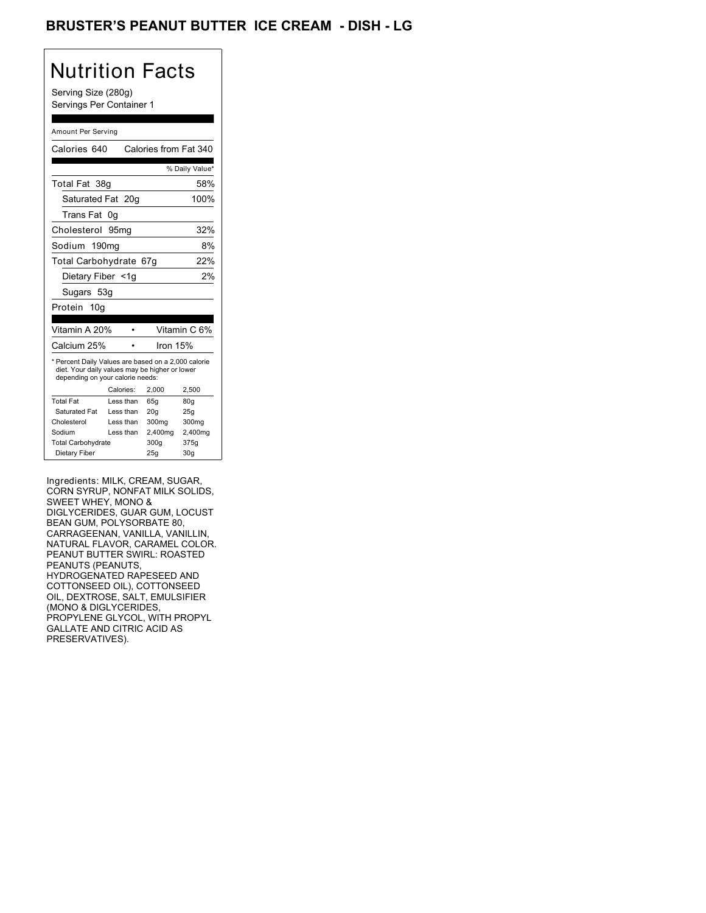## BRUSTER'S PEANUT BUTTER ICE CREAM - DISH - LG

# Nutrition Facts

Serving Size (280g)
Servings Per Container 1

Amount Per Serving

| Calories 640 | Calories from Fat 340 |
|---|---|
| | % Daily Value* |
| Total Fat 38g | 58% |
| Saturated Fat 20g | 100% |
| Trans Fat 0g | |
| Cholesterol 95mg | 32% |
| Sodium 190mg | 8% |
| Total Carbohydrate 67g | 22% |
| Dietary Fiber <1g | 2% |
| Sugars 53g | |
| Protein 10g | |

| Vitamin A 20% | • | Vitamin C 6% |
|---|---|---|
| Calcium 25% | • | Iron 15% |

* Percent Daily Values are based on a 2,000 calorie diet. Your daily values may be higher or lower depending on your calorie needs:

| | Calories: | 2,000 | 2,500 |
|---|---|---|---|
| Total Fat | Less than | 65g | 80g |
| Saturated Fat | Less than | 20g | 25g |
| Cholesterol | Less than | 300mg | 300mg |
| Sodium | Less than | 2,400mg | 2,400mg |
| Total Carbohydrate | | 300g | 375g |
| Dietary Fiber | | 25g | 30g |

Ingredients: MILK, CREAM, SUGAR, CORN SYRUP, NONFAT MILK SOLIDS, SWEET WHEY, MONO & DIGLYCERIDES, GUAR GUM, LOCUST BEAN GUM, POLYSORBATE 80, CARRAGEENAN, VANILLA, VANILLIN, NATURAL FLAVOR, CARAMEL COLOR. PEANUT BUTTER SWIRL: ROASTED PEANUTS (PEANUTS, HYDROGENATED RAPESEED AND COTTONSEED OIL), COTTONSEED OIL, DEXTROSE, SALT, EMULSIFIER (MONO & DIGLYCERIDES, PROPYLENE GLYCOL, WITH PROPYL GALLATE AND CITRIC ACID AS PRESERVATIVES).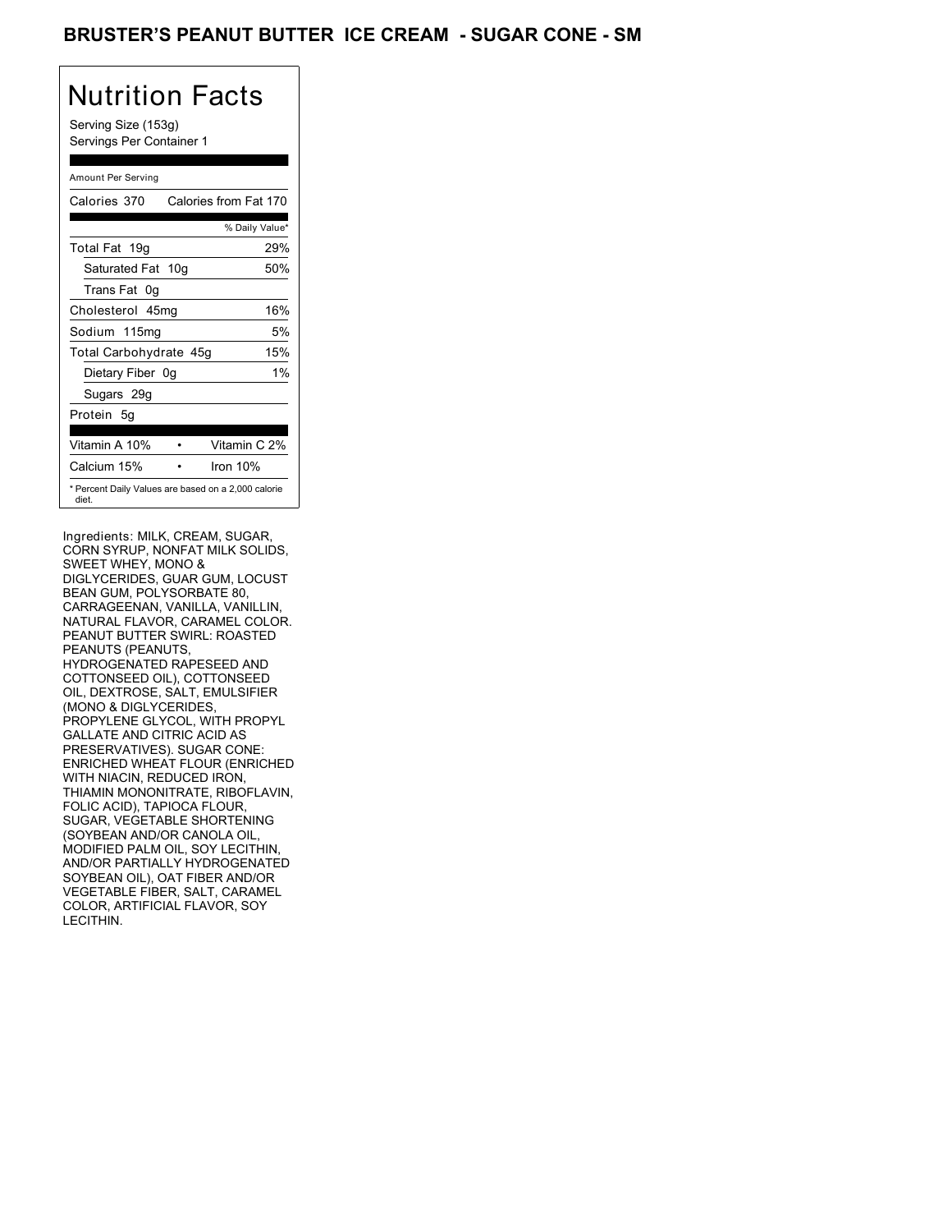# BRUSTER'S PEANUT BUTTER ICE CREAM - SUGAR CONE - SM

## Nutrition Facts

Serving Size (153g)
Servings Per Container 1

Amount Per Serving

| Calories 370 | Calories from Fat 170 |
|---|---|
| | % Daily Value* |
| Total Fat 19g | 29% |
| Saturated Fat 10g | 50% |
| Trans Fat 0g | |
| Cholesterol 45mg | 16% |
| Sodium 115mg | 5% |
| Total Carbohydrate 45g | 15% |
| Dietary Fiber 0g | 1% |
| Sugars 29g | |
| Protein 5g | |
| Vitamin A 10% • | Vitamin C 2% |
| Calcium 15% • | Iron 10% |

* Percent Daily Values are based on a 2,000 calorie diet.

Ingredients: MILK, CREAM, SUGAR, CORN SYRUP, NONFAT MILK SOLIDS, SWEET WHEY, MONO & DIGLYCERIDES, GUAR GUM, LOCUST BEAN GUM, POLYSORBATE 80, CARRAGEENAN, VANILLA, VANILLIN, NATURAL FLAVOR, CARAMEL COLOR. PEANUT BUTTER SWIRL: ROASTED PEANUTS (PEANUTS, HYDROGENATED RAPESEED AND COTTONSEED OIL), COTTONSEED OIL, DEXTROSE, SALT, EMULSIFIER (MONO & DIGLYCERIDES, PROPYLENE GLYCOL, WITH PROPYL GALLATE AND CITRIC ACID AS PRESERVATIVES). SUGAR CONE: ENRICHED WHEAT FLOUR (ENRICHED WITH NIACIN, REDUCED IRON, THIAMIN MONONITRATE, RIBOFLAVIN, FOLIC ACID), TAPIOCA FLOUR, SUGAR, VEGETABLE SHORTENING (SOYBEAN AND/OR CANOLA OIL, MODIFIED PALM OIL, SOY LECITHIN, AND/OR PARTIALLY HYDROGENATED SOYBEAN OIL), OAT FIBER AND/OR VEGETABLE FIBER, SALT, CARAMEL COLOR, ARTIFICIAL FLAVOR, SOY LECITHIN.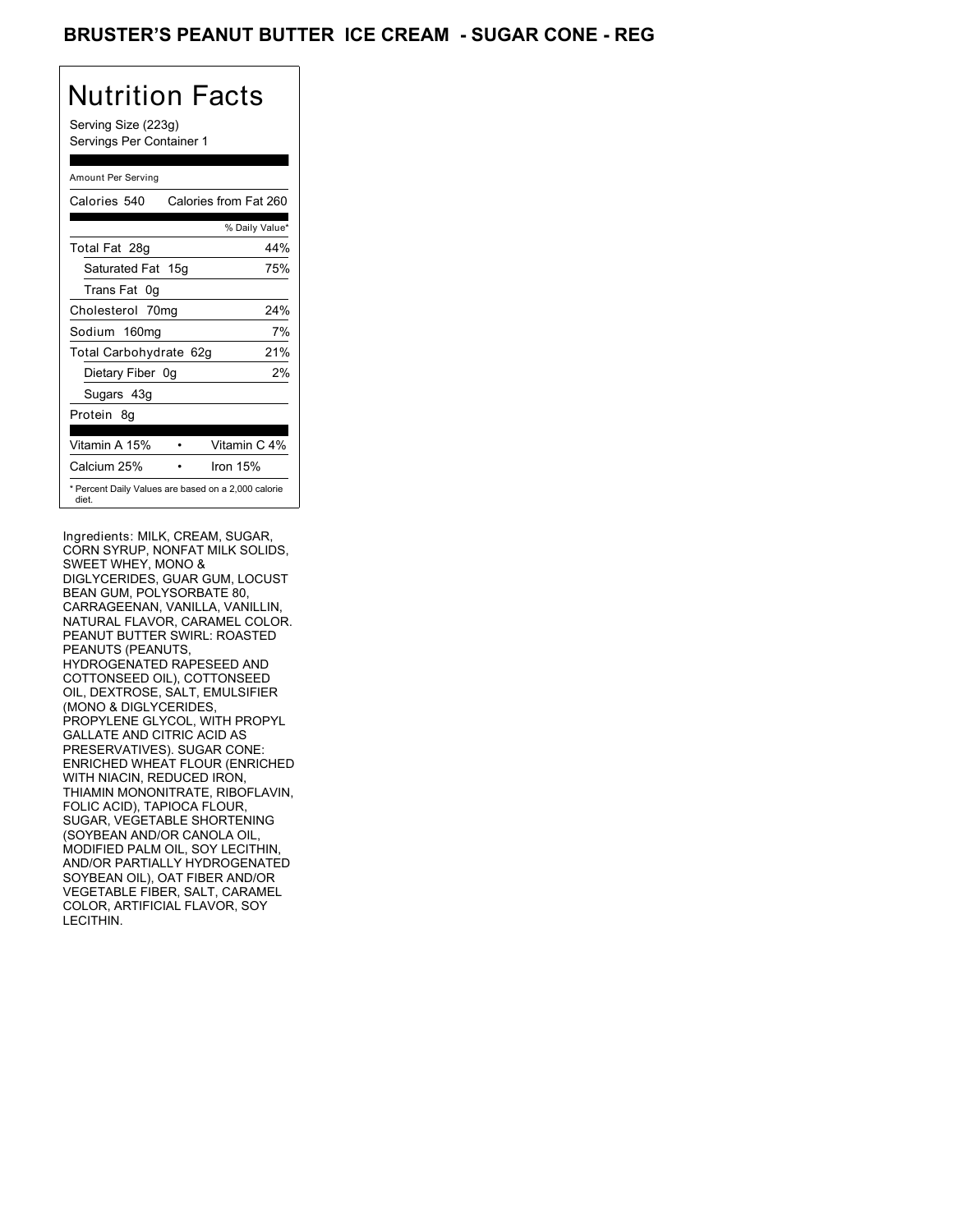# BRUSTER'S PEANUT BUTTER ICE CREAM - SUGAR CONE - REG

## Nutrition Facts

Serving Size (223g)
Servings Per Container 1

Amount Per Serving

| Calories 540 | Calories from Fat 260 |
|---|---|
| | % Daily Value* |
| Total Fat 28g | 44% |
| Saturated Fat 15g | 75% |
| Trans Fat 0g | |
| Cholesterol 70mg | 24% |
| Sodium 160mg | 7% |
| Total Carbohydrate 62g | 21% |
| Dietary Fiber 0g | 2% |
| Sugars 43g | |
| Protein 8g | |

| | |
|---|---|
| Vitamin A 15% | Vitamin C 4% |
| Calcium 25% | Iron 15% |

* Percent Daily Values are based on a 2,000 calorie diet.

Ingredients: MILK, CREAM, SUGAR, CORN SYRUP, NONFAT MILK SOLIDS, SWEET WHEY, MONO & DIGLYCERIDES, GUAR GUM, LOCUST BEAN GUM, POLYSORBATE 80, CARRAGEENAN, VANILLA, VANILLIN, NATURAL FLAVOR, CARAMEL COLOR. PEANUT BUTTER SWIRL: ROASTED PEANUTS (PEANUTS, HYDROGENATED RAPESEED AND COTTONSEED OIL), COTTONSEED OIL, DEXTROSE, SALT, EMULSIFIER (MONO & DIGLYCERIDES, PROPYLENE GLYCOL, WITH PROPYL GALLATE AND CITRIC ACID AS PRESERVATIVES). SUGAR CONE: ENRICHED WHEAT FLOUR (ENRICHED WITH NIACIN, REDUCED IRON, THIAMIN MONONITRATE, RIBOFLAVIN, FOLIC ACID), TAPIOCA FLOUR, SUGAR, VEGETABLE SHORTENING (SOYBEAN AND/OR CANOLA OIL, MODIFIED PALM OIL, SOY LECITHIN, AND/OR PARTIALLY HYDROGENATED SOYBEAN OIL), OAT FIBER AND/OR VEGETABLE FIBER, SALT, CARAMEL COLOR, ARTIFICIAL FLAVOR, SOY LECITHIN.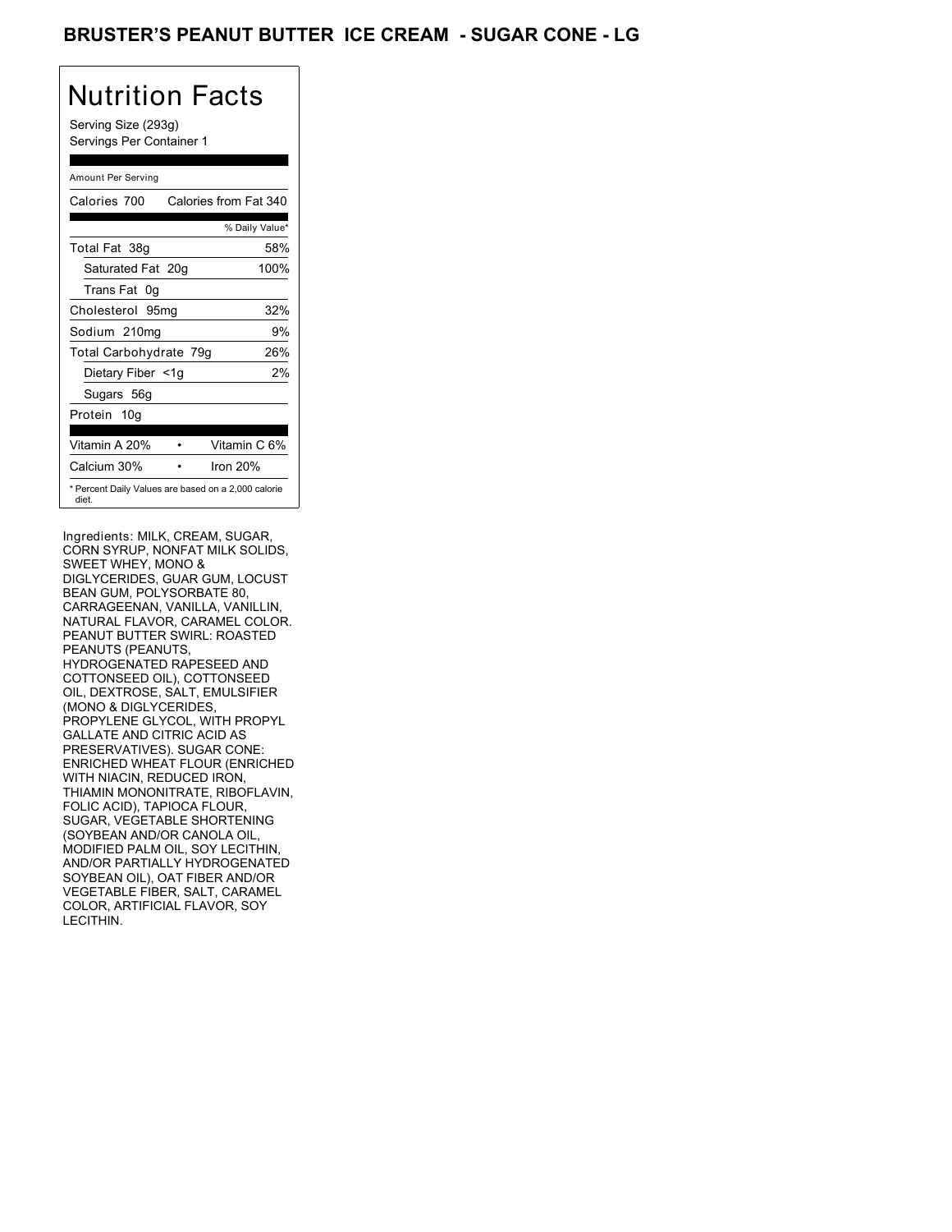# BRUSTER'S PEANUT BUTTER ICE CREAM - SUGAR CONE - LG

## Nutrition Facts

Serving Size (293g)
Servings Per Container 1

Amount Per Serving

| Calories 700 | Calories from Fat 340 |
|---|---|
| | % Daily Value* |
| Total Fat 38g | 58% |
| Saturated Fat 20g | 100% |
| Trans Fat 0g | |
| Cholesterol 95mg | 32% |
| Sodium 210mg | 9% |
| Total Carbohydrate 79g | 26% |
| Dietary Fiber <1g | 2% |
| Sugars 56g | |
| Protein 10g | |

| Vitamin A 20% | • | Vitamin C 6% |
|---|---|---|
| Calcium 30% | • | Iron 20% |

* Percent Daily Values are based on a 2,000 calorie diet.

Ingredients: MILK, CREAM, SUGAR, CORN SYRUP, NONFAT MILK SOLIDS, SWEET WHEY, MONO & DIGLYCERIDES, GUAR GUM, LOCUST BEAN GUM, POLYSORBATE 80, CARRAGEENAN, VANILLA, VANILLIN, NATURAL FLAVOR, CARAMEL COLOR. PEANUT BUTTER SWIRL: ROASTED PEANUTS (PEANUTS, HYDROGENATED RAPESEED AND COTTONSEED OIL), COTTONSEED OIL, DEXTROSE, SALT, EMULSIFIER (MONO & DIGLYCERIDES, PROPYLENE GLYCOL, WITH PROPYL GALLATE AND CITRIC ACID AS PRESERVATIVES). SUGAR CONE: ENRICHED WHEAT FLOUR (ENRICHED WITH NIACIN, REDUCED IRON, THIAMIN MONONITRATE, RIBOFLAVIN, FOLIC ACID), TAPIOCA FLOUR, SUGAR, VEGETABLE SHORTENING (SOYBEAN AND/OR CANOLA OIL, MODIFIED PALM OIL, SOY LECITHIN, AND/OR PARTIALLY HYDROGENATED SOYBEAN OIL), OAT FIBER AND/OR VEGETABLE FIBER, SALT, CARAMEL COLOR, ARTIFICIAL FLAVOR, SOY LECITHIN.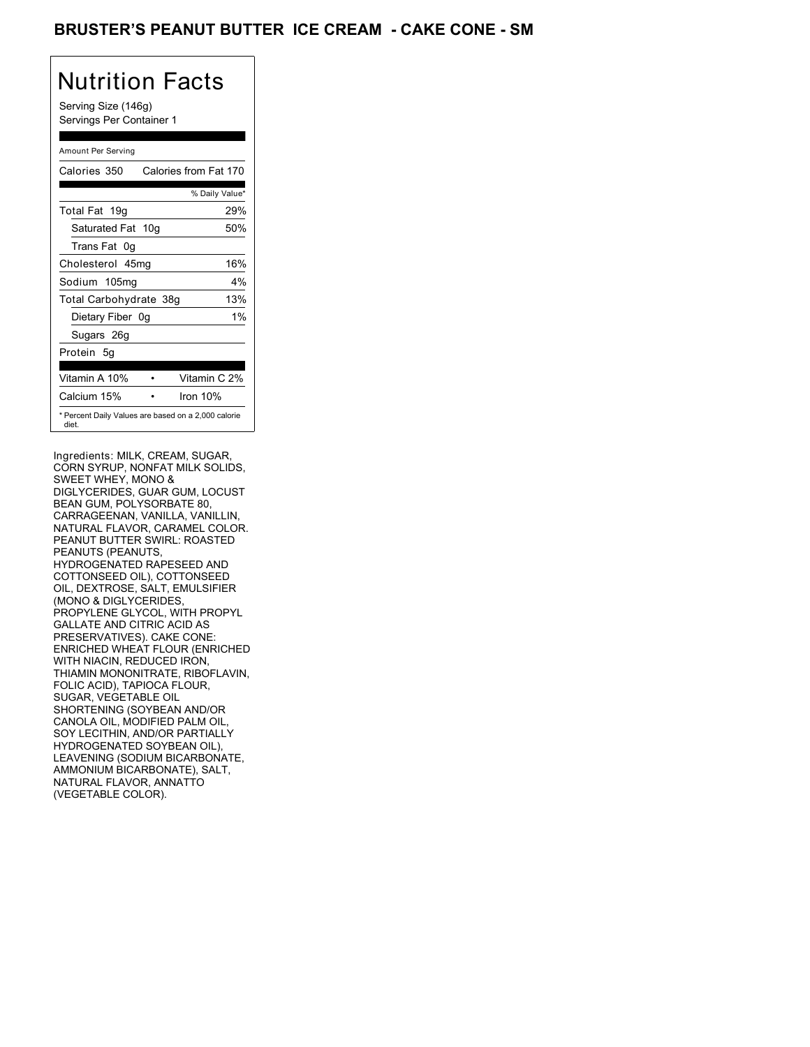# BRUSTER'S PEANUT BUTTER ICE CREAM - CAKE CONE - SM

## Nutrition Facts

Serving Size (146g)
Servings Per Container 1

| Amount Per Serving | |
|---|---|
| Calories 350 | Calories from Fat 170 |
| | % Daily Value* |
| Total Fat 19g | 29% |
| Saturated Fat 10g | 50% |
| Trans Fat 0g | |
| Cholesterol 45mg | 16% |
| Sodium 105mg | 4% |
| Total Carbohydrate 38g | 13% |
| Dietary Fiber 0g | 1% |
| Sugars 26g | |
| Protein 5g | |
| Vitamin A 10% | Vitamin C 2% |
| Calcium 15% | Iron 10% |

* Percent Daily Values are based on a 2,000 calorie diet.

Ingredients: MILK, CREAM, SUGAR, CORN SYRUP, NONFAT MILK SOLIDS, SWEET WHEY, MONO & DIGLYCERIDES, GUAR GUM, LOCUST BEAN GUM, POLYSORBATE 80, CARRAGEENAN, VANILLA, VANILLIN, NATURAL FLAVOR, CARAMEL COLOR. PEANUT BUTTER SWIRL: ROASTED PEANUTS (PEANUTS, HYDROGENATED RAPESEED AND COTTONSEED OIL), COTTONSEED OIL, DEXTROSE, SALT, EMULSIFIER (MONO & DIGLYCERIDES, PROPYLENE GLYCOL, WITH PROPYL GALLATE AND CITRIC ACID AS PRESERVATIVES). CAKE CONE: ENRICHED WHEAT FLOUR (ENRICHED WITH NIACIN, REDUCED IRON, THIAMIN MONONITRATE, RIBOFLAVIN, FOLIC ACID), TAPIOCA FLOUR, SUGAR, VEGETABLE OIL SHORTENING (SOYBEAN AND/OR CANOLA OIL, MODIFIED PALM OIL, SOY LECITHIN, AND/OR PARTIALLY HYDROGENATED SOYBEAN OIL), LEAVENING (SODIUM BICARBONATE, AMMONIUM BICARBONATE), SALT, NATURAL FLAVOR, ANNATTO (VEGETABLE COLOR).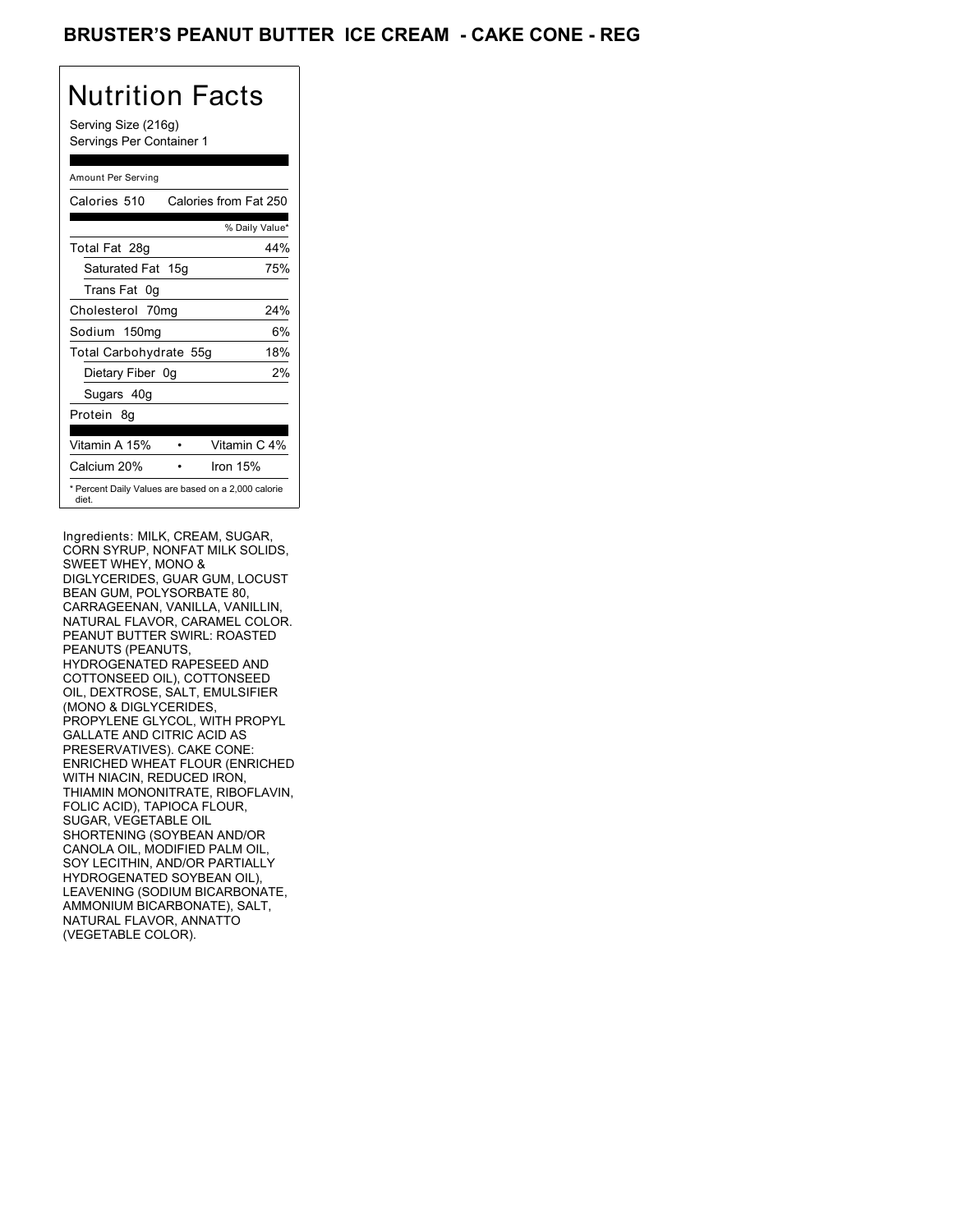# BRUSTER'S PEANUT BUTTER ICE CREAM - CAKE CONE - REG

## Nutrition Facts

Serving Size (216g)
Servings Per Container 1

Amount Per Serving

| Calories 510 | Calories from Fat 250 |
|---|---|
| | % Daily Value* |
| Total Fat 28g | 44% |
| Saturated Fat 15g | 75% |
| Trans Fat 0g | |
| Cholesterol 70mg | 24% |
| Sodium 150mg | 6% |
| Total Carbohydrate 55g | 18% |
| Dietary Fiber 0g | 2% |
| Sugars 40g | |
| Protein 8g | |

| Vitamin A 15% | • | Vitamin C 4% |
|---|---|---|
| Calcium 20% | • | Iron 15% |

* Percent Daily Values are based on a 2,000 calorie diet.

Ingredients: MILK, CREAM, SUGAR, CORN SYRUP, NONFAT MILK SOLIDS, SWEET WHEY, MONO & DIGLYCERIDES, GUAR GUM, LOCUST BEAN GUM, POLYSORBATE 80, CARRAGEENAN, VANILLA, VANILLIN, NATURAL FLAVOR, CARAMEL COLOR. PEANUT BUTTER SWIRL: ROASTED PEANUTS (PEANUTS, HYDROGENATED RAPESEED AND COTTONSEED OIL), COTTONSEED OIL, DEXTROSE, SALT, EMULSIFIER (MONO & DIGLYCERIDES, PROPYLENE GLYCOL, WITH PROPYL GALLATE AND CITRIC ACID AS PRESERVATIVES). CAKE CONE: ENRICHED WHEAT FLOUR (ENRICHED WITH NIACIN, REDUCED IRON, THIAMIN MONONITRATE, RIBOFLAVIN, FOLIC ACID), TAPIOCA FLOUR, SUGAR, VEGETABLE OIL SHORTENING (SOYBEAN AND/OR CANOLA OIL, MODIFIED PALM OIL, SOY LECITHIN, AND/OR PARTIALLY HYDROGENATED SOYBEAN OIL), LEAVENING (SODIUM BICARBONATE, AMMONIUM BICARBONATE), SALT, NATURAL FLAVOR, ANNATTO (VEGETABLE COLOR).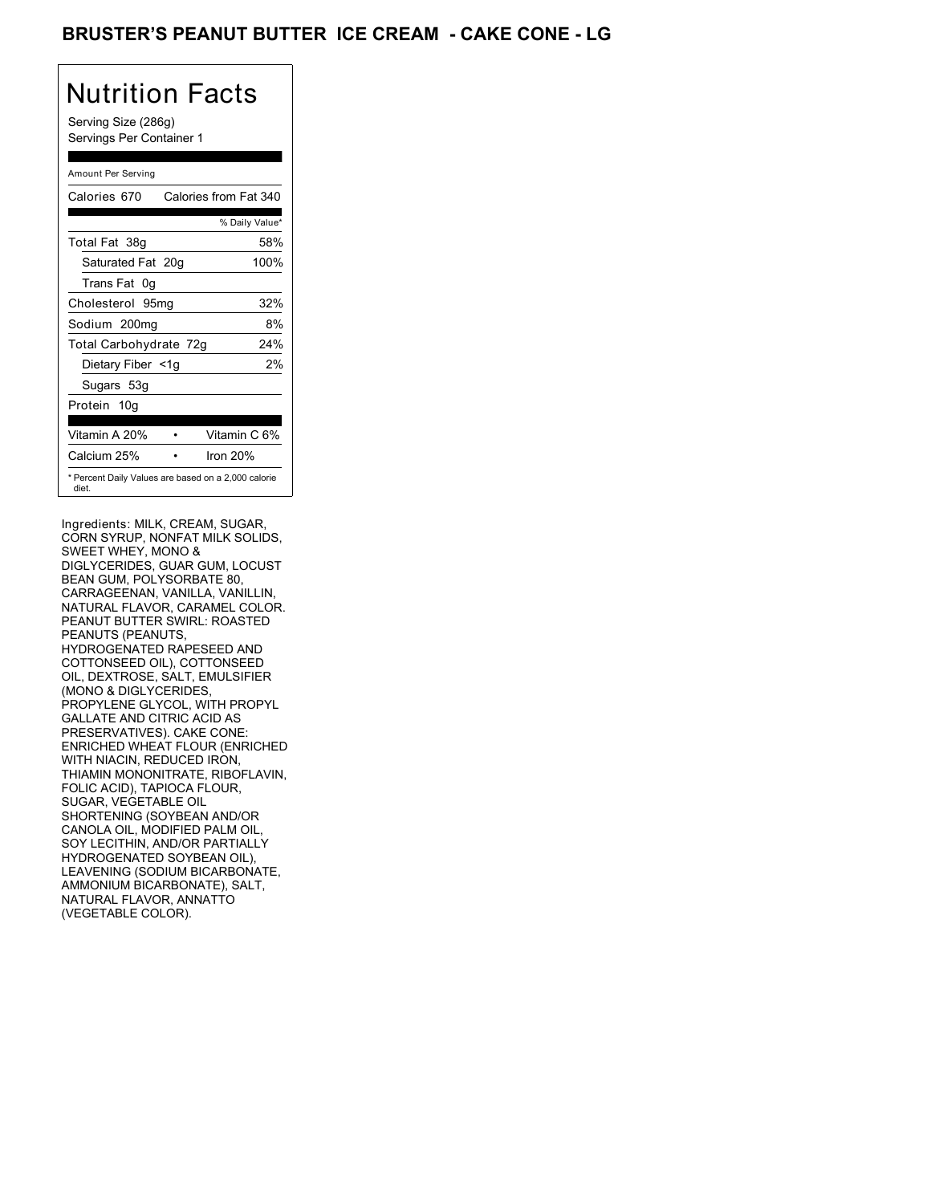# BRUSTER'S PEANUT BUTTER ICE CREAM - CAKE CONE - LG

## Nutrition Facts

Serving Size (286g)
Servings Per Container 1

Amount Per Serving

| Calories 670 | Calories from Fat 340 |
|---|---|
| | % Daily Value* |
| Total Fat 38g | 58% |
| Saturated Fat 20g | 100% |
| Trans Fat 0g | |
| Cholesterol 95mg | 32% |
| Sodium 200mg | 8% |
| Total Carbohydrate 72g | 24% |
| Dietary Fiber <1g | 2% |
| Sugars 53g | |
| Protein 10g | |

| Vitamin A 20% | • | Vitamin C 6% |
|---|---|---|
| Calcium 25% | • | Iron 20% |

* Percent Daily Values are based on a 2,000 calorie diet.

Ingredients: MILK, CREAM, SUGAR, CORN SYRUP, NONFAT MILK SOLIDS, SWEET WHEY, MONO & DIGLYCERIDES, GUAR GUM, LOCUST BEAN GUM, POLYSORBATE 80, CARRAGEENAN, VANILLA, VANILLIN, NATURAL FLAVOR, CARAMEL COLOR. PEANUT BUTTER SWIRL: ROASTED PEANUTS (PEANUTS, HYDROGENATED RAPESEED AND COTTONSEED OIL), COTTONSEED OIL, DEXTROSE, SALT, EMULSIFIER (MONO & DIGLYCERIDES, PROPYLENE GLYCOL, WITH PROPYL GALLATE AND CITRIC ACID AS PRESERVATIVES). CAKE CONE: ENRICHED WHEAT FLOUR (ENRICHED WITH NIACIN, REDUCED IRON, THIAMIN MONONITRATE, RIBOFLAVIN, FOLIC ACID), TAPIOCA FLOUR, SUGAR, VEGETABLE OIL SHORTENING (SOYBEAN AND/OR CANOLA OIL, MODIFIED PALM OIL, SOY LECITHIN, AND/OR PARTIALLY HYDROGENATED SOYBEAN OIL), LEAVENING (SODIUM BICARBONATE, AMMONIUM BICARBONATE), SALT, NATURAL FLAVOR, ANNATTO (VEGETABLE COLOR).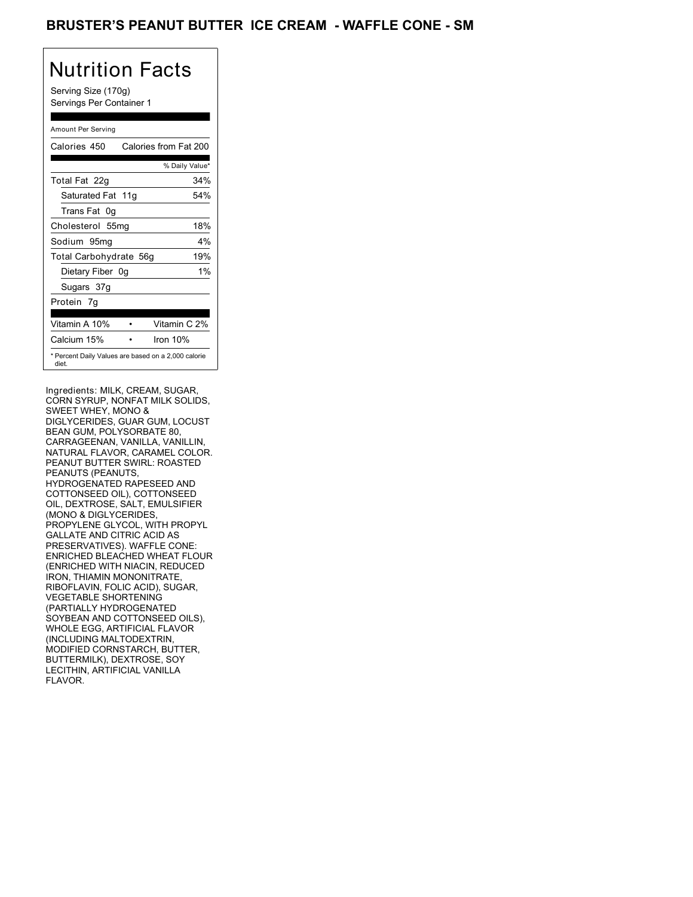# BRUSTER'S PEANUT BUTTER ICE CREAM - WAFFLE CONE - SM

## Nutrition Facts

Serving Size (170g)
Servings Per Container 1

Amount Per Serving

| | |
|---|---|
| Calories 450 | Calories from Fat 200 |
| | % Daily Value* |
| Total Fat 22g | 34% |
| Saturated Fat 11g | 54% |
| Trans Fat 0g | |
| Cholesterol 55mg | 18% |
| Sodium 95mg | 4% |
| Total Carbohydrate 56g | 19% |
| Dietary Fiber 0g | 1% |
| Sugars 37g | |
| Protein 7g | |
| Vitamin A 10% | Vitamin C 2% |
| Calcium 15% | Iron 10% |

* Percent Daily Values are based on a 2,000 calorie diet.

Ingredients: MILK, CREAM, SUGAR, CORN SYRUP, NONFAT MILK SOLIDS, SWEET WHEY, MONO & DIGLYCERIDES, GUAR GUM, LOCUST BEAN GUM, POLYSORBATE 80, CARRAGEENAN, VANILLA, VANILLIN, NATURAL FLAVOR, CARAMEL COLOR. PEANUT BUTTER SWIRL: ROASTED PEANUTS (PEANUTS, HYDROGENATED RAPESEED AND COTTONSEED OIL), COTTONSEED OIL, DEXTROSE, SALT, EMULSIFIER (MONO & DIGLYCERIDES, PROPYLENE GLYCOL, WITH PROPYL GALLATE AND CITRIC ACID AS PRESERVATIVES). WAFFLE CONE: ENRICHED BLEACHED WHEAT FLOUR (ENRICHED WITH NIACIN, REDUCED IRON, THIAMIN MONONITRATE, RIBOFLAVIN, FOLIC ACID), SUGAR, VEGETABLE SHORTENING (PARTIALLY HYDROGENATED SOYBEAN AND COTTONSEED OILS), WHOLE EGG, ARTIFICIAL FLAVOR (INCLUDING MALTODEXTRIN, MODIFIED CORNSTARCH, BUTTER, BUTTERMILK), DEXTROSE, SOY LECITHIN, ARTIFICIAL VANILLA FLAVOR.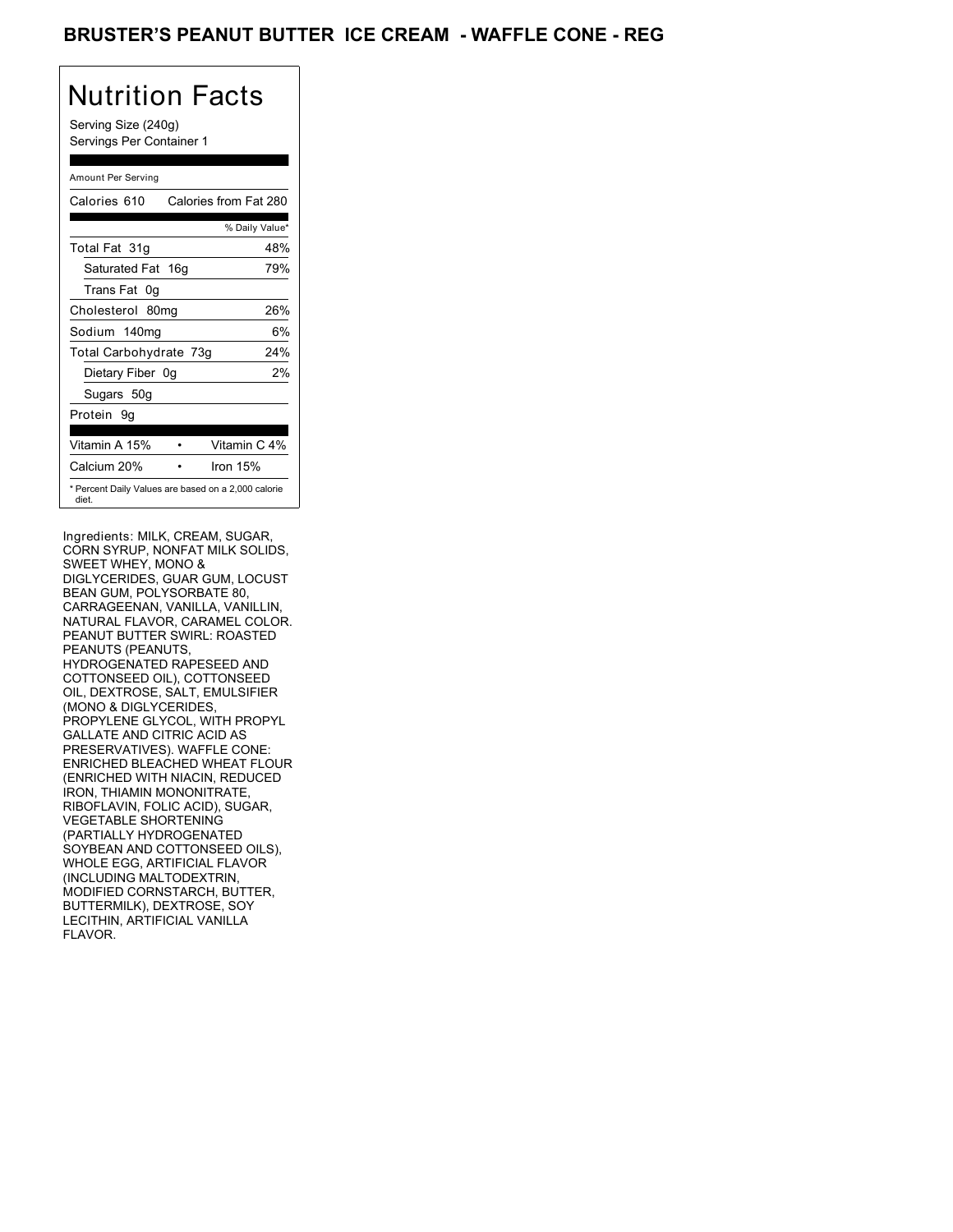# BRUSTER'S PEANUT BUTTER ICE CREAM - WAFFLE CONE - REG

## Nutrition Facts

Serving Size (240g)
Servings Per Container 1

Amount Per Serving

| Calories 610 | Calories from Fat 280 |
| --- | --- |
| | % Daily Value* |
| Total Fat 31g | 48% |
| Saturated Fat 16g | 79% |
| Trans Fat 0g | |
| Cholesterol 80mg | 26% |
| Sodium 140mg | 6% |
| Total Carbohydrate 73g | 24% |
| Dietary Fiber 0g | 2% |
| Sugars 50g | |
| Protein 9g | |
| Vitamin A 15% • | Vitamin C 4% |
| Calcium 20% • | Iron 15% |

* Percent Daily Values are based on a 2,000 calorie diet.

Ingredients: MILK, CREAM, SUGAR, CORN SYRUP, NONFAT MILK SOLIDS, SWEET WHEY, MONO & DIGLYCERIDES, GUAR GUM, LOCUST BEAN GUM, POLYSORBATE 80, CARRAGEENAN, VANILLA, VANILLIN, NATURAL FLAVOR, CARAMEL COLOR. PEANUT BUTTER SWIRL: ROASTED PEANUTS (PEANUTS, HYDROGENATED RAPESEED AND COTTONSEED OIL), COTTONSEED OIL, DEXTROSE, SALT, EMULSIFIER (MONO & DIGLYCERIDES, PROPYLENE GLYCOL, WITH PROPYL GALLATE AND CITRIC ACID AS PRESERVATIVES). WAFFLE CONE: ENRICHED BLEACHED WHEAT FLOUR (ENRICHED WITH NIACIN, REDUCED IRON, THIAMIN MONONITRATE, RIBOFLAVIN, FOLIC ACID), SUGAR, VEGETABLE SHORTENING (PARTIALLY HYDROGENATED SOYBEAN AND COTTONSEED OILS), WHOLE EGG, ARTIFICIAL FLAVOR (INCLUDING MALTODEXTRIN, MODIFIED CORNSTARCH, BUTTER, BUTTERMILK), DEXTROSE, SOY LECITHIN, ARTIFICIAL VANILLA FLAVOR.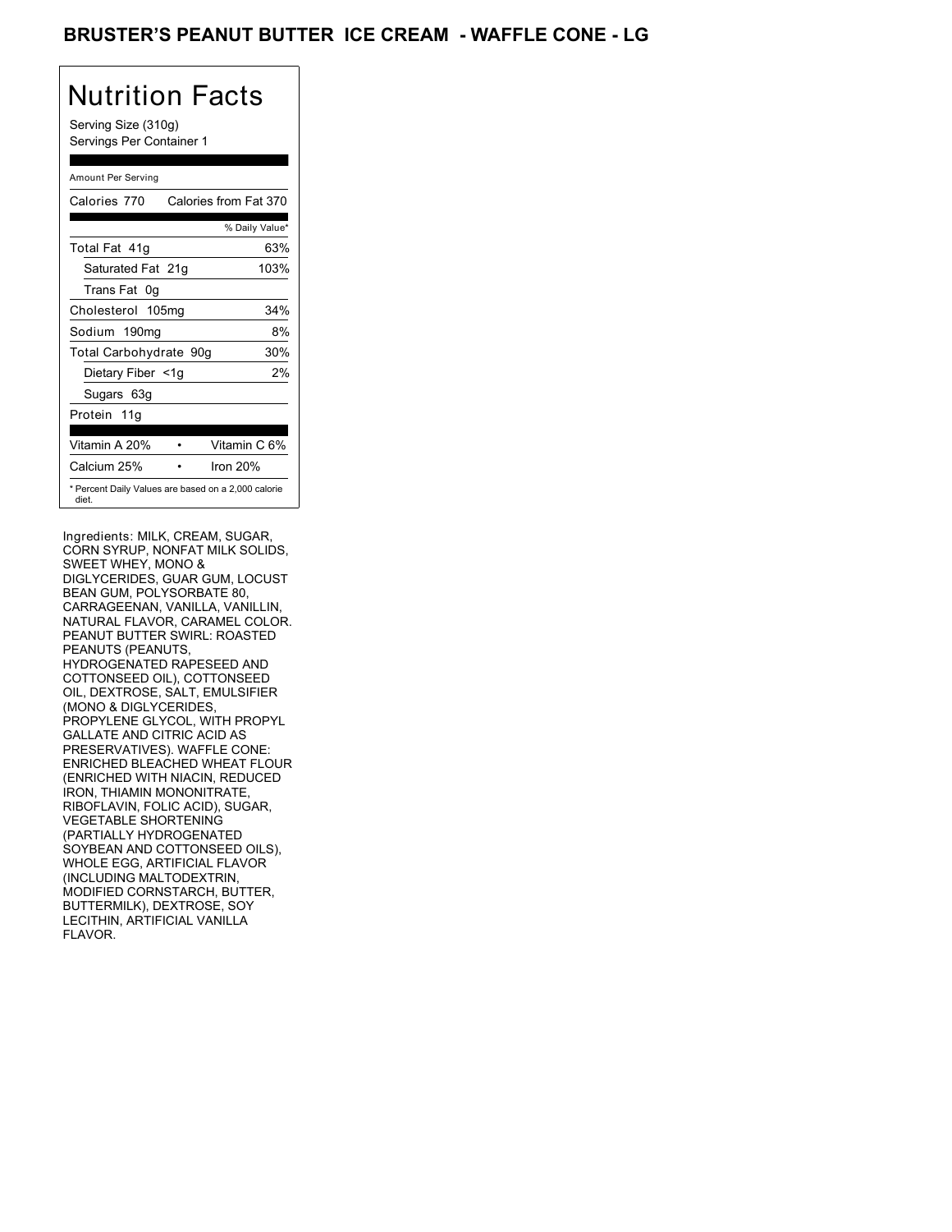# BRUSTER'S PEANUT BUTTER ICE CREAM - WAFFLE CONE - LG

## Nutrition Facts

Serving Size (310g)
Servings Per Container 1

Amount Per Serving

| | |
|---|---|
| Calories 770 | Calories from Fat 370 |
| | % Daily Value* |
| Total Fat 41g | 63% |
| Saturated Fat 21g | 103% |
| Trans Fat 0g | |
| Cholesterol 105mg | 34% |
| Sodium 190mg | 8% |
| Total Carbohydrate 90g | 30% |
| Dietary Fiber <1g | 2% |
| Sugars 63g | |
| Protein 11g | |
| Vitamin A 20% • | Vitamin C 6% |
| Calcium 25% • | Iron 20% |

* Percent Daily Values are based on a 2,000 calorie diet.

Ingredients: MILK, CREAM, SUGAR, CORN SYRUP, NONFAT MILK SOLIDS, SWEET WHEY, MONO & DIGLYCERIDES, GUAR GUM, LOCUST BEAN GUM, POLYSORBATE 80, CARRAGEENAN, VANILLA, VANILLIN, NATURAL FLAVOR, CARAMEL COLOR. PEANUT BUTTER SWIRL: ROASTED PEANUTS (PEANUTS, HYDROGENATED RAPESEED AND COTTONSEED OIL), COTTONSEED OIL, DEXTROSE, SALT, EMULSIFIER (MONO & DIGLYCERIDES, PROPYLENE GLYCOL, WITH PROPYL GALLATE AND CITRIC ACID AS PRESERVATIVES). WAFFLE CONE: ENRICHED BLEACHED WHEAT FLOUR (ENRICHED WITH NIACIN, REDUCED IRON, THIAMIN MONONITRATE, RIBOFLAVIN, FOLIC ACID), SUGAR, VEGETABLE SHORTENING (PARTIALLY HYDROGENATED SOYBEAN AND COTTONSEED OILS), WHOLE EGG, ARTIFICIAL FLAVOR (INCLUDING MALTODEXTRIN, MODIFIED CORNSTARCH, BUTTER, BUTTERMILK), DEXTROSE, SOY LECITHIN, ARTIFICIAL VANILLA FLAVOR.